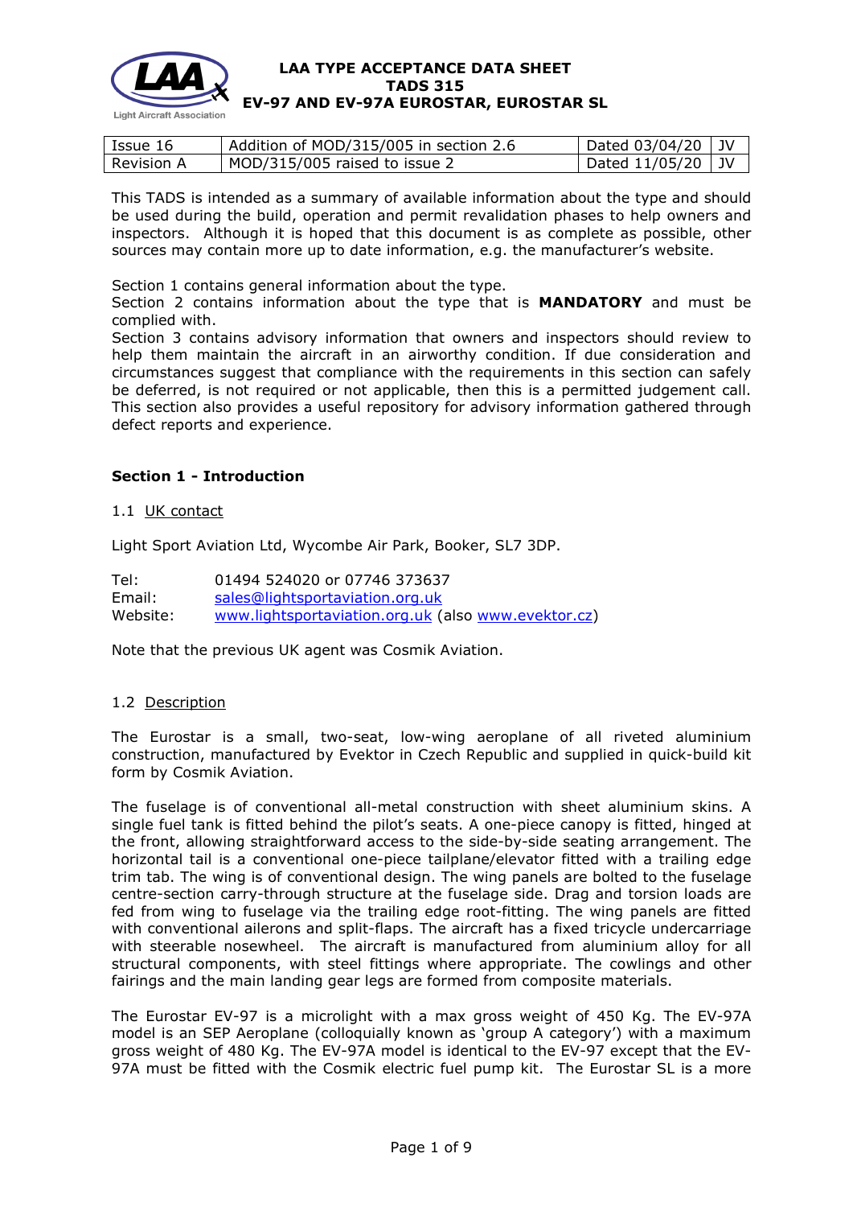# LAA TYPE ACCEPTANCE DATA SHEET
# TADS 315
# EV-97 AND EV-97A EUROSTAR, EUROSTAR SL

| Issue 16 | Addition of MOD/315/005 in section 2.6 | Dated 03/04/20 | JV |
|---|---|---|---|
| Revision A | MOD/315/005 raised to issue 2 | Dated 11/05/20 | JV |

This TADS is intended as a summary of available information about the type and should be used during the build, operation and permit revalidation phases to help owners and inspectors. Although it is hoped that this document is as complete as possible, other sources may contain more up to date information, e.g. the manufacturer's website.

Section 1 contains general information about the type.
Section 2 contains information about the type that is **MANDATORY** and must be complied with.
Section 3 contains advisory information that owners and inspectors should review to help them maintain the aircraft in an airworthy condition. If due consideration and circumstances suggest that compliance with the requirements in this section can safely be deferred, is not required or not applicable, then this is a permitted judgement call. This section also provides a useful repository for advisory information gathered through defect reports and experience.

## Section 1 - Introduction

### 1.1 UK contact

Light Sport Aviation Ltd, Wycombe Air Park, Booker, SL7 3DP.

Tel: 01494 524020 or 07746 373637
Email: sales@lightsportaviation.org.uk
Website: www.lightsportaviation.org.uk (also www.evektor.cz)

Note that the previous UK agent was Cosmik Aviation.

### 1.2 Description

The Eurostar is a small, two-seat, low-wing aeroplane of all riveted aluminium construction, manufactured by Evektor in Czech Republic and supplied in quick-build kit form by Cosmik Aviation.

The fuselage is of conventional all-metal construction with sheet aluminium skins. A single fuel tank is fitted behind the pilot's seats. A one-piece canopy is fitted, hinged at the front, allowing straightforward access to the side-by-side seating arrangement. The horizontal tail is a conventional one-piece tailplane/elevator fitted with a trailing edge trim tab. The wing is of conventional design. The wing panels are bolted to the fuselage centre-section carry-through structure at the fuselage side. Drag and torsion loads are fed from wing to fuselage via the trailing edge root-fitting. The wing panels are fitted with conventional ailerons and split-flaps. The aircraft has a fixed tricycle undercarriage with steerable nosewheel. The aircraft is manufactured from aluminium alloy for all structural components, with steel fittings where appropriate. The cowlings and other fairings and the main landing gear legs are formed from composite materials.

The Eurostar EV-97 is a microlight with a max gross weight of 450 Kg. The EV-97A model is an SEP Aeroplane (colloquially known as 'group A category') with a maximum gross weight of 480 Kg. The EV-97A model is identical to the EV-97 except that the EV-97A must be fitted with the Cosmik electric fuel pump kit. The Eurostar SL is a more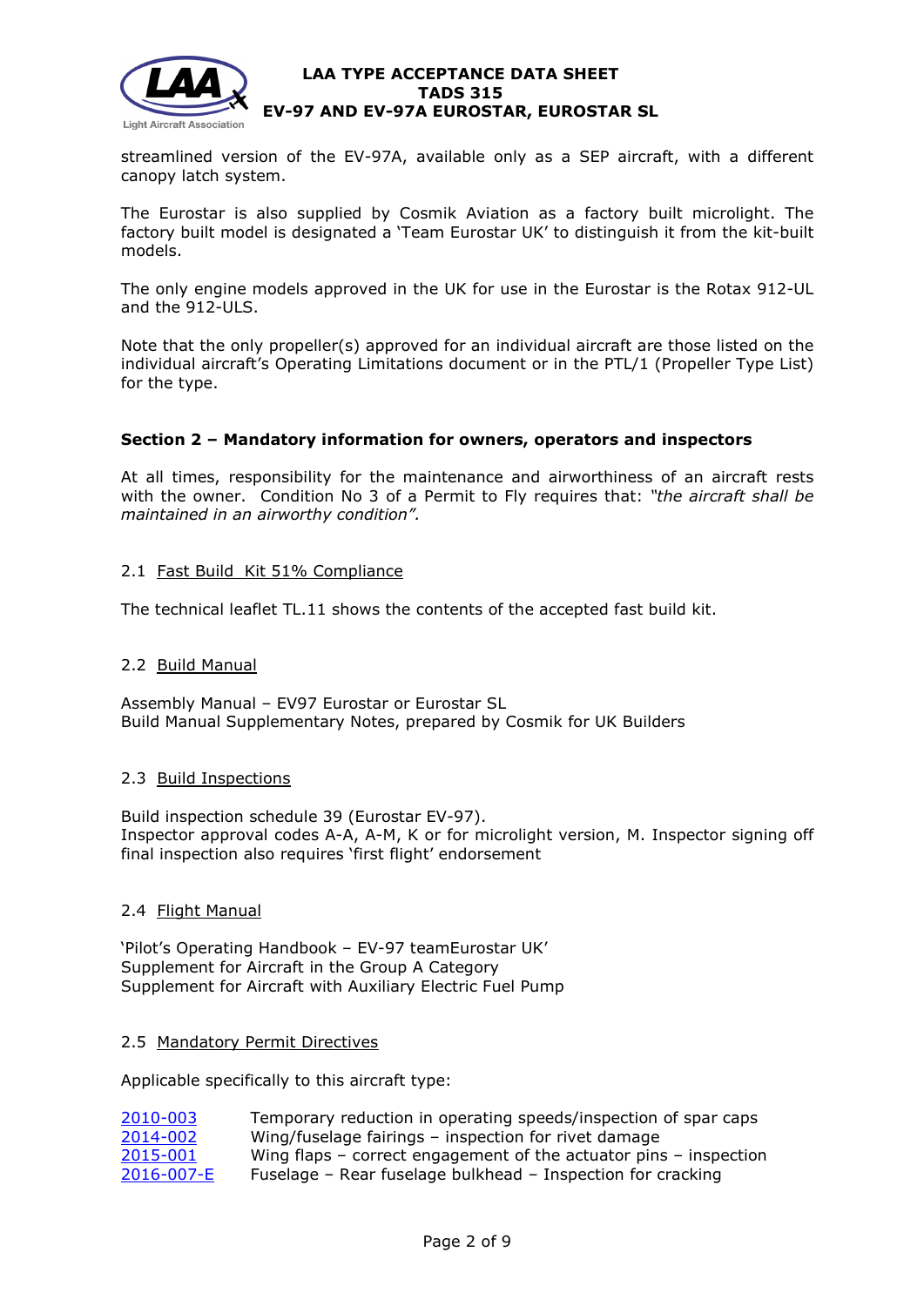streamlined version of the EV-97A, available only as a SEP aircraft, with a different canopy latch system.

The Eurostar is also supplied by Cosmik Aviation as a factory built microlight. The factory built model is designated a 'Team Eurostar UK' to distinguish it from the kit-built models.

The only engine models approved in the UK for use in the Eurostar is the Rotax 912-UL and the 912-ULS.

Note that the only propeller(s) approved for an individual aircraft are those listed on the individual aircraft's Operating Limitations document or in the PTL/1 (Propeller Type List) for the type.

### Section 2 – Mandatory information for owners, operators and inspectors

At all times, responsibility for the maintenance and airworthiness of an aircraft rests with the owner. Condition No 3 of a Permit to Fly requires that: *"the aircraft shall be maintained in an airworthy condition".*

#### 2.1 Fast Build Kit 51% Compliance

The technical leaflet TL.11 shows the contents of the accepted fast build kit.

#### 2.2 Build Manual

Assembly Manual – EV97 Eurostar or Eurostar SL
Build Manual Supplementary Notes, prepared by Cosmik for UK Builders

#### 2.3 Build Inspections

Build inspection schedule 39 (Eurostar EV-97).
Inspector approval codes A-A, A-M, K or for microlight version, M. Inspector signing off final inspection also requires 'first flight' endorsement

#### 2.4 Flight Manual

'Pilot's Operating Handbook – EV-97 teamEurostar UK'
Supplement for Aircraft in the Group A Category
Supplement for Aircraft with Auxiliary Electric Fuel Pump

#### 2.5 Mandatory Permit Directives

Applicable specifically to this aircraft type:

| | |
|---|---|
| 2010-003 | Temporary reduction in operating speeds/inspection of spar caps |
| 2014-002 | Wing/fuselage fairings – inspection for rivet damage |
| 2015-001 | Wing flaps – correct engagement of the actuator pins – inspection |
| 2016-007-E | Fuselage – Rear fuselage bulkhead – Inspection for cracking |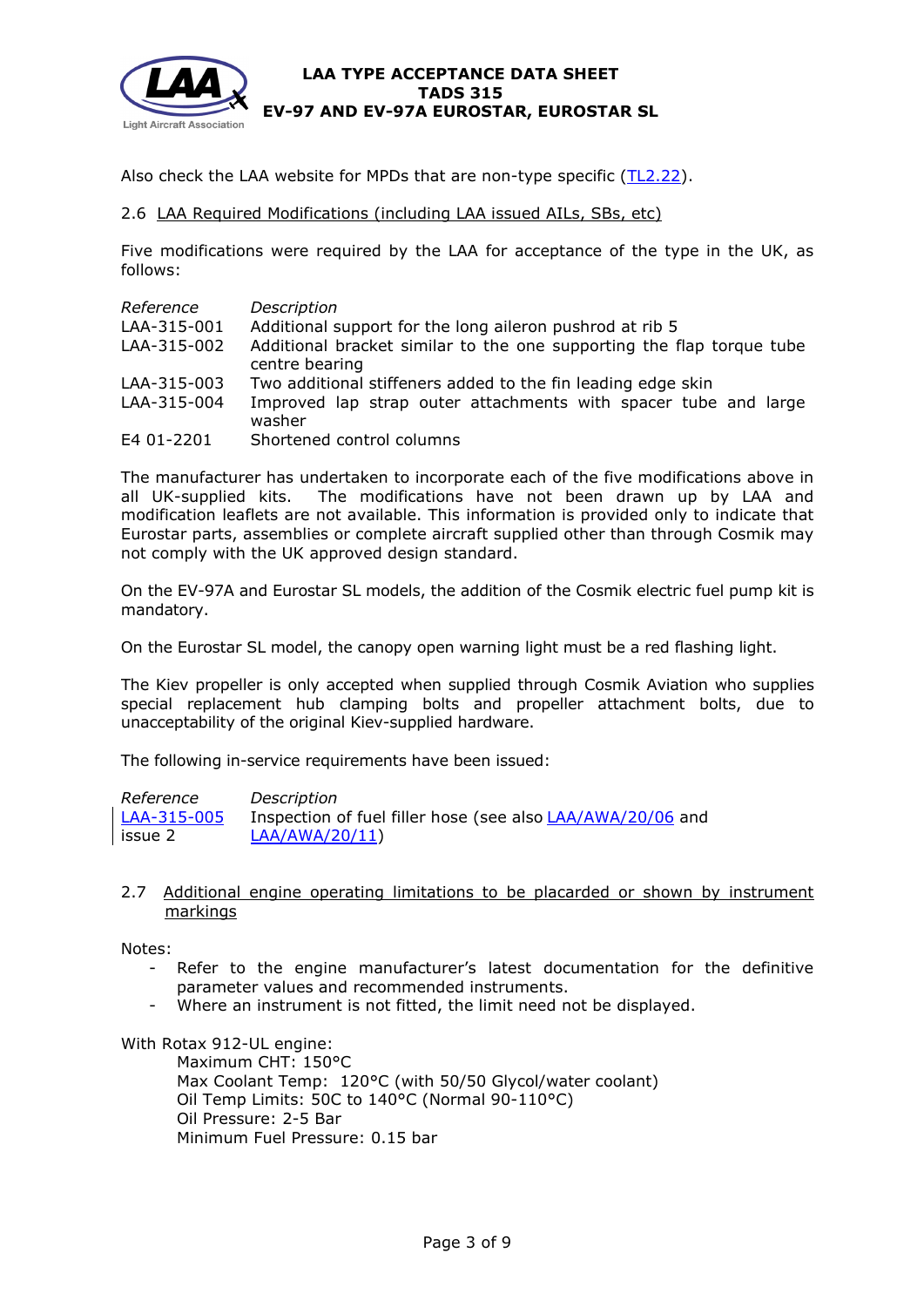Also check the LAA website for MPDs that are non-type specific (TL2.22).

## 2.6 LAA Required Modifications (including LAA issued AILs, SBs, etc)

Five modifications were required by the LAA for acceptance of the type in the UK, as follows:

| *Reference* | *Description* |
|---|---|
| LAA-315-001 | Additional support for the long aileron pushrod at rib 5 |
| LAA-315-002 | Additional bracket similar to the one supporting the flap torque tube centre bearing |
| LAA-315-003 | Two additional stiffeners added to the fin leading edge skin |
| LAA-315-004 | Improved lap strap outer attachments with spacer tube and large washer |
| E4 01-2201 | Shortened control columns |

The manufacturer has undertaken to incorporate each of the five modifications above in all UK-supplied kits. The modifications have not been drawn up by LAA and modification leaflets are not available. This information is provided only to indicate that Eurostar parts, assemblies or complete aircraft supplied other than through Cosmik may not comply with the UK approved design standard.

On the EV-97A and Eurostar SL models, the addition of the Cosmik electric fuel pump kit is mandatory.

On the Eurostar SL model, the canopy open warning light must be a red flashing light.

The Kiev propeller is only accepted when supplied through Cosmik Aviation who supplies special replacement hub clamping bolts and propeller attachment bolts, due to unacceptability of the original Kiev-supplied hardware.

The following in-service requirements have been issued:

| *Reference* | *Description* |
|---|---|
| LAA-315-005 issue 2 | Inspection of fuel filler hose (see also LAA/AWA/20/06 and LAA/AWA/20/11) |

## 2.7 Additional engine operating limitations to be placarded or shown by instrument markings

Notes:

- Refer to the engine manufacturer's latest documentation for the definitive parameter values and recommended instruments.
- Where an instrument is not fitted, the limit need not be displayed.

With Rotax 912-UL engine:

Maximum CHT: 150°C  
Max Coolant Temp: 120°C (with 50/50 Glycol/water coolant)  
Oil Temp Limits: 50C to 140°C (Normal 90-110°C)  
Oil Pressure: 2-5 Bar  
Minimum Fuel Pressure: 0.15 bar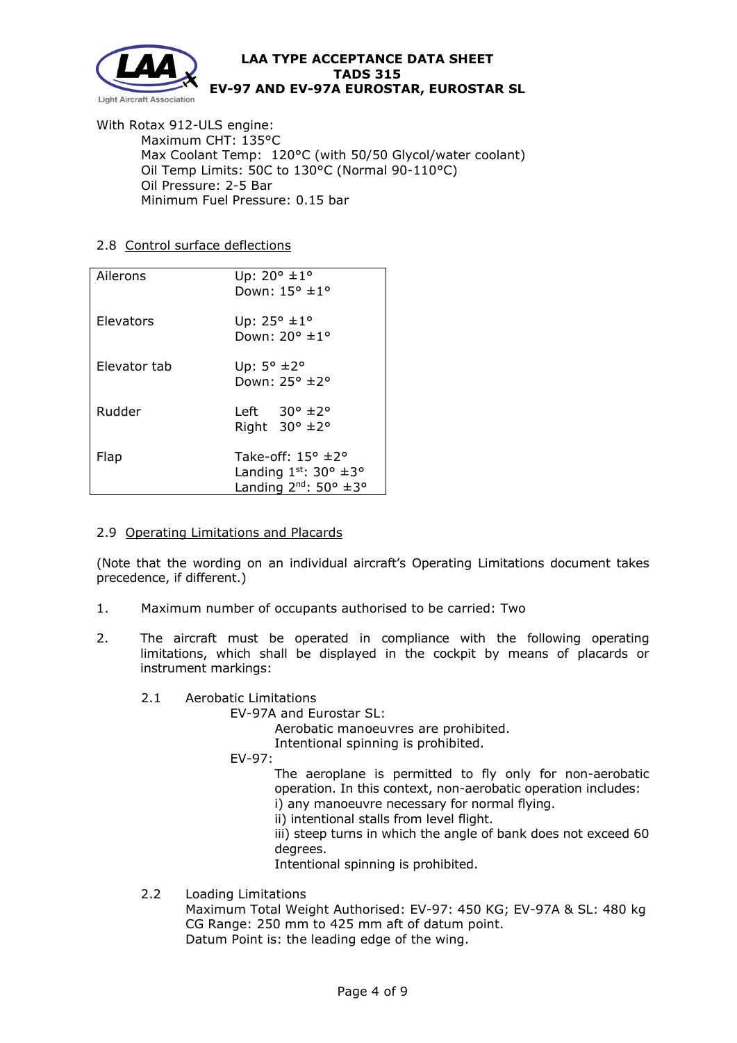With Rotax 912-ULS engine:

Maximum CHT: 135°C
Max Coolant Temp: 120°C (with 50/50 Glycol/water coolant)
Oil Temp Limits: 50C to 130°C (Normal 90-110°C)
Oil Pressure: 2-5 Bar
Minimum Fuel Pressure: 0.15 bar

2.8 Control surface deflections

| | |
|---|---|
| Ailerons | Up: 20° ±1°<br>Down: 15° ±1° |
| Elevators | Up: 25° ±1°<br>Down: 20° ±1° |
| Elevator tab | Up: 5° ±2°<br>Down: 25° ±2° |
| Rudder | Left 30° ±2°<br>Right 30° ±2° |
| Flap | Take-off: 15° ±2°<br>Landing 1st: 30° ±3°<br>Landing 2nd: 50° ±3° |

2.9 Operating Limitations and Placards

(Note that the wording on an individual aircraft's Operating Limitations document takes precedence, if different.)

1. Maximum number of occupants authorised to be carried: Two

2. The aircraft must be operated in compliance with the following operating limitations, which shall be displayed in the cockpit by means of placards or instrument markings:

   2.1 Aerobatic Limitations

   EV-97A and Eurostar SL:
   
   Aerobatic manoeuvres are prohibited.
   Intentional spinning is prohibited.

   EV-97:
   
   The aeroplane is permitted to fly only for non-aerobatic operation. In this context, non-aerobatic operation includes:
   i) any manoeuvre necessary for normal flying.
   ii) intentional stalls from level flight.
   iii) steep turns in which the angle of bank does not exceed 60 degrees.
   Intentional spinning is prohibited.

   2.2 Loading Limitations

   Maximum Total Weight Authorised: EV-97: 450 KG; EV-97A & SL: 480 kg
   CG Range: 250 mm to 425 mm aft of datum point.
   Datum Point is: the leading edge of the wing.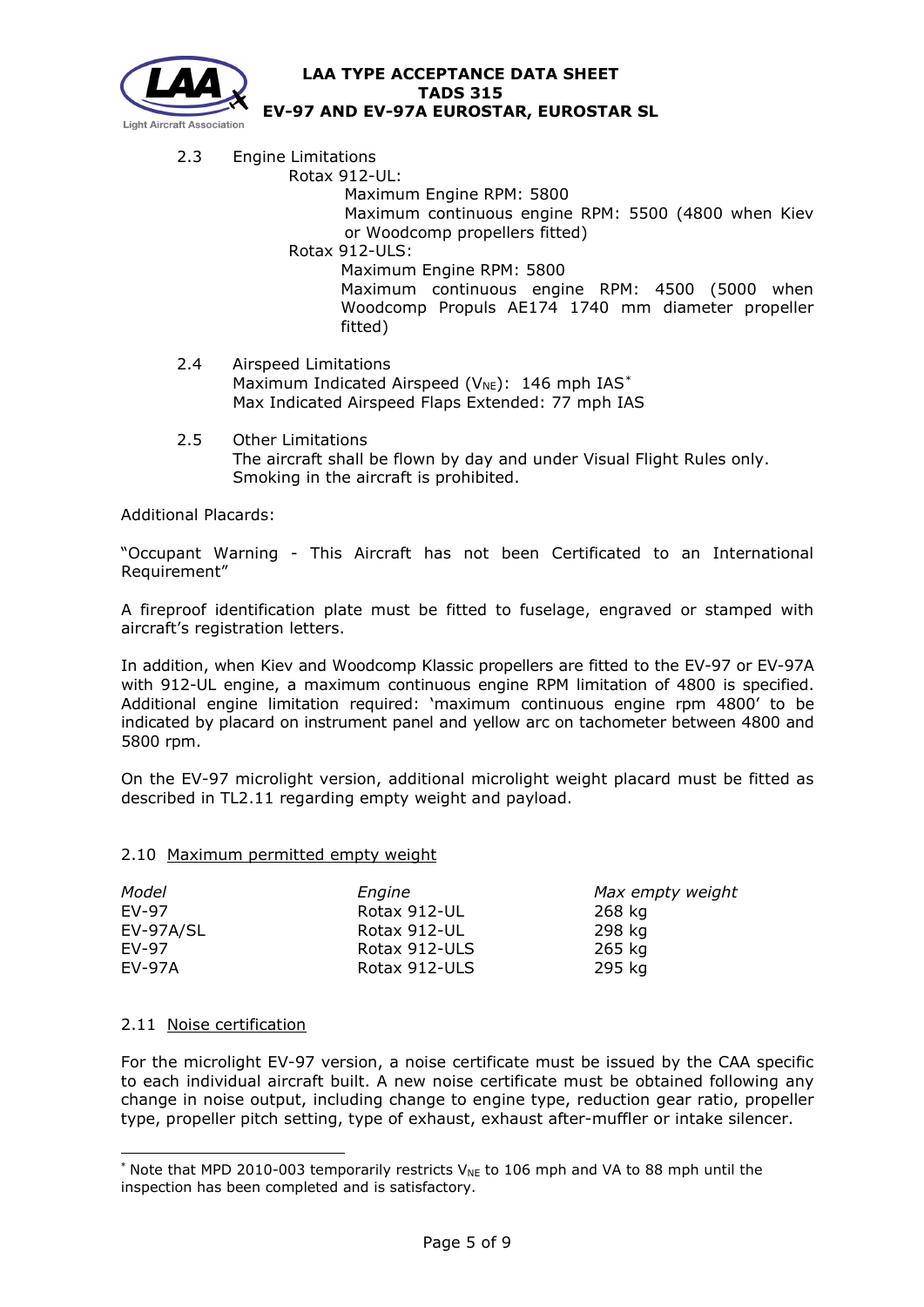2.3 Engine Limitations

Rotax 912-UL:

Maximum Engine RPM: 5800

Maximum continuous engine RPM: 5500 (4800 when Kiev or Woodcomp propellers fitted)

Rotax 912-ULS:

Maximum Engine RPM: 5800

Maximum continuous engine RPM: 4500 (5000 when Woodcomp Propuls AE174 1740 mm diameter propeller fitted)

2.4 Airspeed Limitations

Maximum Indicated Airspeed ($V_{NE}$): 146 mph IAS*

Max Indicated Airspeed Flaps Extended: 77 mph IAS

2.5 Other Limitations

The aircraft shall be flown by day and under Visual Flight Rules only.

Smoking in the aircraft is prohibited.

Additional Placards:

"Occupant Warning - This Aircraft has not been Certificated to an International Requirement"

A fireproof identification plate must be fitted to fuselage, engraved or stamped with aircraft's registration letters.

In addition, when Kiev and Woodcomp Klassic propellers are fitted to the EV-97 or EV-97A with 912-UL engine, a maximum continuous engine RPM limitation of 4800 is specified. Additional engine limitation required: 'maximum continuous engine rpm 4800' to be indicated by placard on instrument panel and yellow arc on tachometer between 4800 and 5800 rpm.

On the EV-97 microlight version, additional microlight weight placard must be fitted as described in TL2.11 regarding empty weight and payload.

2.10 Maximum permitted empty weight

| *Model* | *Engine* | *Max empty weight* |
|---|---|---|
| EV-97 | Rotax 912-UL | 268 kg |
| EV-97A/SL | Rotax 912-UL | 298 kg |
| EV-97 | Rotax 912-ULS | 265 kg |
| EV-97A | Rotax 912-ULS | 295 kg |

2.11 Noise certification

For the microlight EV-97 version, a noise certificate must be issued by the CAA specific to each individual aircraft built. A new noise certificate must be obtained following any change in noise output, including change to engine type, reduction gear ratio, propeller type, propeller pitch setting, type of exhaust, exhaust after-muffler or intake silencer.

---

* Note that MPD 2010-003 temporarily restricts $V_{NE}$ to 106 mph and VA to 88 mph until the inspection has been completed and is satisfactory.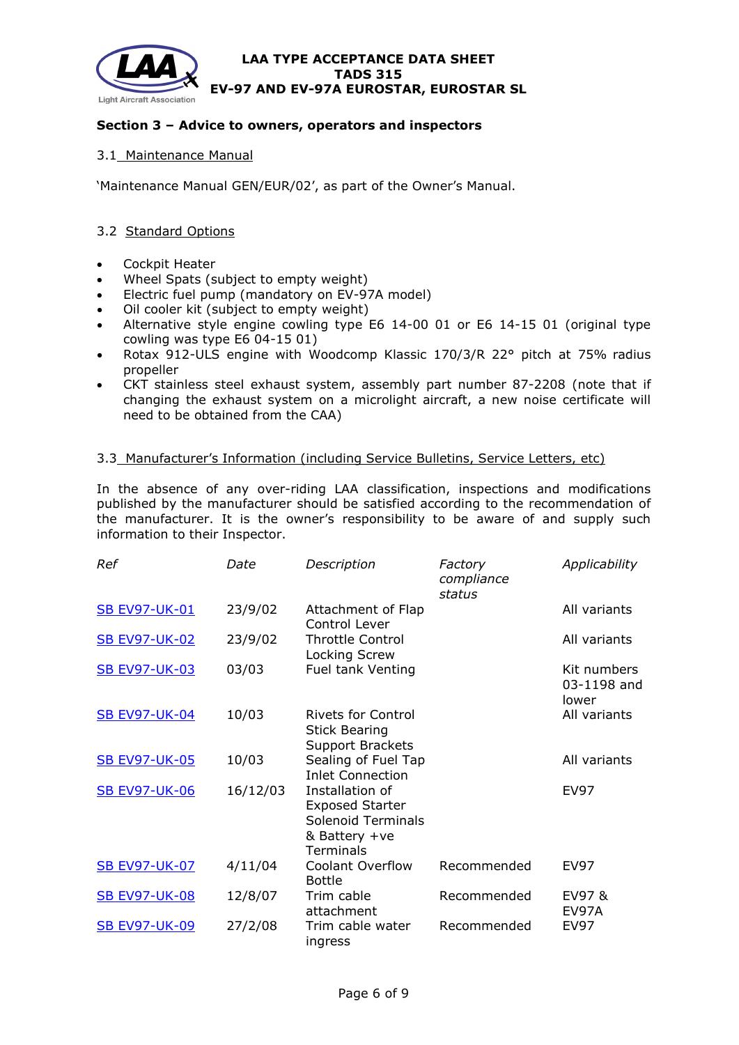### Section 3 – Advice to owners, operators and inspectors

3.1 Maintenance Manual

'Maintenance Manual GEN/EUR/02', as part of the Owner's Manual.

3.2 Standard Options

- Cockpit Heater
- Wheel Spats (subject to empty weight)
- Electric fuel pump (mandatory on EV-97A model)
- Oil cooler kit (subject to empty weight)
- Alternative style engine cowling type E6 14-00 01 or E6 14-15 01 (original type cowling was type E6 04-15 01)
- Rotax 912-ULS engine with Woodcomp Klassic 170/3/R 22° pitch at 75% radius propeller
- CKT stainless steel exhaust system, assembly part number 87-2208 (note that if changing the exhaust system on a microlight aircraft, a new noise certificate will need to be obtained from the CAA)

3.3 Manufacturer's Information (including Service Bulletins, Service Letters, etc)

In the absence of any over-riding LAA classification, inspections and modifications published by the manufacturer should be satisfied according to the recommendation of the manufacturer. It is the owner's responsibility to be aware of and supply such information to their Inspector.

| *Ref* | *Date* | *Description* | *Factory compliance status* | *Applicability* |
|---|---|---|---|---|
| SB EV97-UK-01 | 23/9/02 | Attachment of Flap Control Lever | | All variants |
| SB EV97-UK-02 | 23/9/02 | Throttle Control Locking Screw | | All variants |
| SB EV97-UK-03 | 03/03 | Fuel tank Venting | | Kit numbers 03-1198 and lower |
| SB EV97-UK-04 | 10/03 | Rivets for Control Stick Bearing Support Brackets | | All variants |
| SB EV97-UK-05 | 10/03 | Sealing of Fuel Tap Inlet Connection | | All variants |
| SB EV97-UK-06 | 16/12/03 | Installation of Exposed Starter Solenoid Terminals & Battery +ve Terminals | | EV97 |
| SB EV97-UK-07 | 4/11/04 | Coolant Overflow Bottle | Recommended | EV97 |
| SB EV97-UK-08 | 12/8/07 | Trim cable attachment | Recommended | EV97 & EV97A |
| SB EV97-UK-09 | 27/2/08 | Trim cable water ingress | Recommended | EV97 |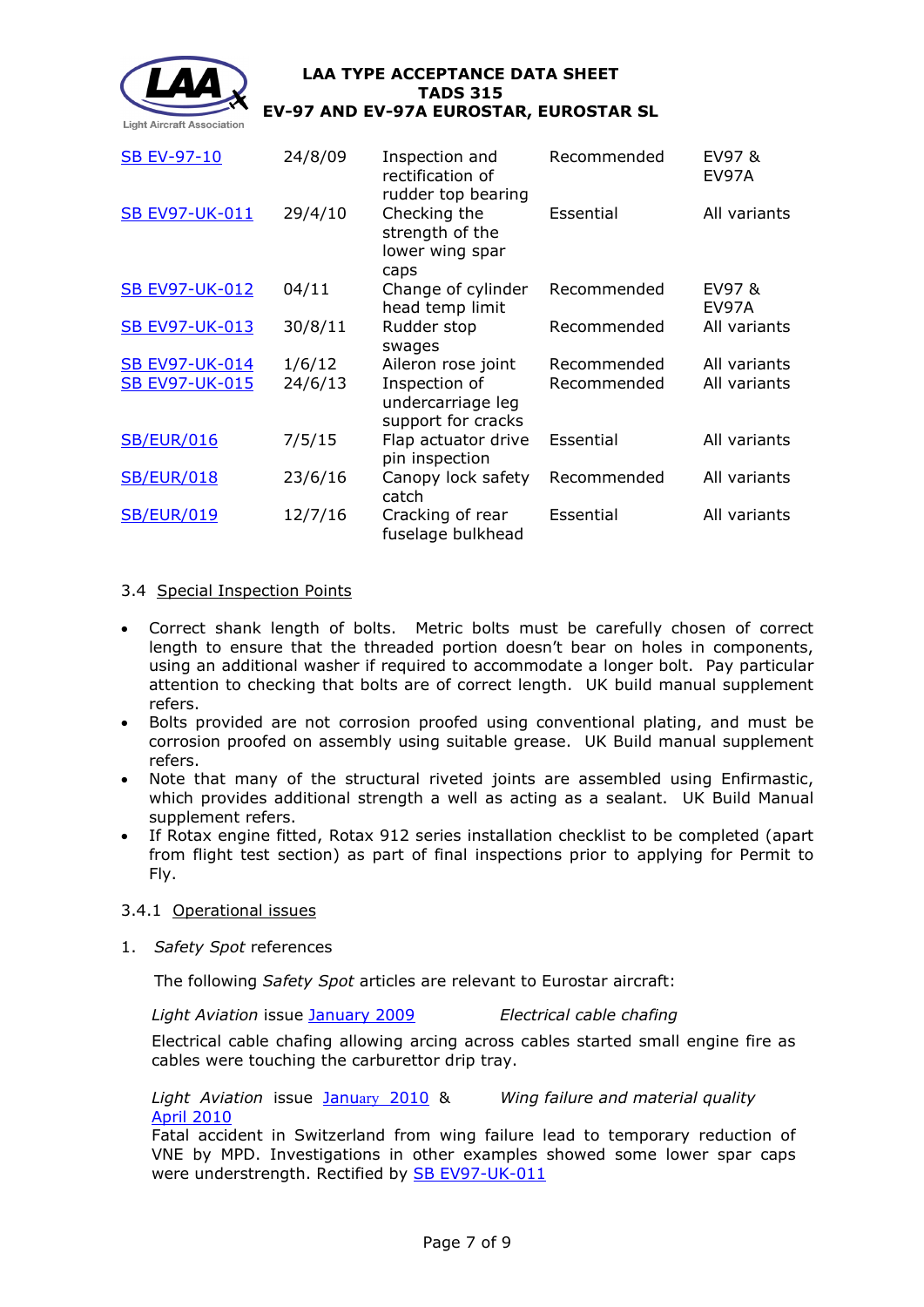| | | | | |
|---|---|---|---|---|
| SB EV-97-10 | 24/8/09 | Inspection and rectification of rudder top bearing | Recommended | EV97 & EV97A |
| SB EV97-UK-011 | 29/4/10 | Checking the strength of the lower wing spar caps | Essential | All variants |
| SB EV97-UK-012 | 04/11 | Change of cylinder head temp limit | Recommended | EV97 & EV97A |
| SB EV97-UK-013 | 30/8/11 | Rudder stop swages | Recommended | All variants |
| SB EV97-UK-014 | 1/6/12 | Aileron rose joint | Recommended | All variants |
| SB EV97-UK-015 | 24/6/13 | Inspection of undercarriage leg support for cracks | Recommended | All variants |
| SB/EUR/016 | 7/5/15 | Flap actuator drive pin inspection | Essential | All variants |
| SB/EUR/018 | 23/6/16 | Canopy lock safety catch | Recommended | All variants |
| SB/EUR/019 | 12/7/16 | Cracking of rear fuselage bulkhead | Essential | All variants |

### 3.4 Special Inspection Points

- Correct shank length of bolts. Metric bolts must be carefully chosen of correct length to ensure that the threaded portion doesn't bear on holes in components, using an additional washer if required to accommodate a longer bolt. Pay particular attention to checking that bolts are of correct length. UK build manual supplement refers.
- Bolts provided are not corrosion proofed using conventional plating, and must be corrosion proofed on assembly using suitable grease. UK Build manual supplement refers.
- Note that many of the structural riveted joints are assembled using Enfirmastic, which provides additional strength a well as acting as a sealant. UK Build Manual supplement refers.
- If Rotax engine fitted, Rotax 912 series installation checklist to be completed (apart from flight test section) as part of final inspections prior to applying for Permit to Fly.

#### 3.4.1 Operational issues

1. *Safety Spot* references

The following *Safety Spot* articles are relevant to Eurostar aircraft:

*Light Aviation* issue January 2009 — *Electrical cable chafing*

Electrical cable chafing allowing arcing across cables started small engine fire as cables were touching the carburettor drip tray.

*Light Aviation* issue January 2010 & April 2010 — *Wing failure and material quality*

Fatal accident in Switzerland from wing failure lead to temporary reduction of VNE by MPD. Investigations in other examples showed some lower spar caps were understrength. Rectified by SB EV97-UK-011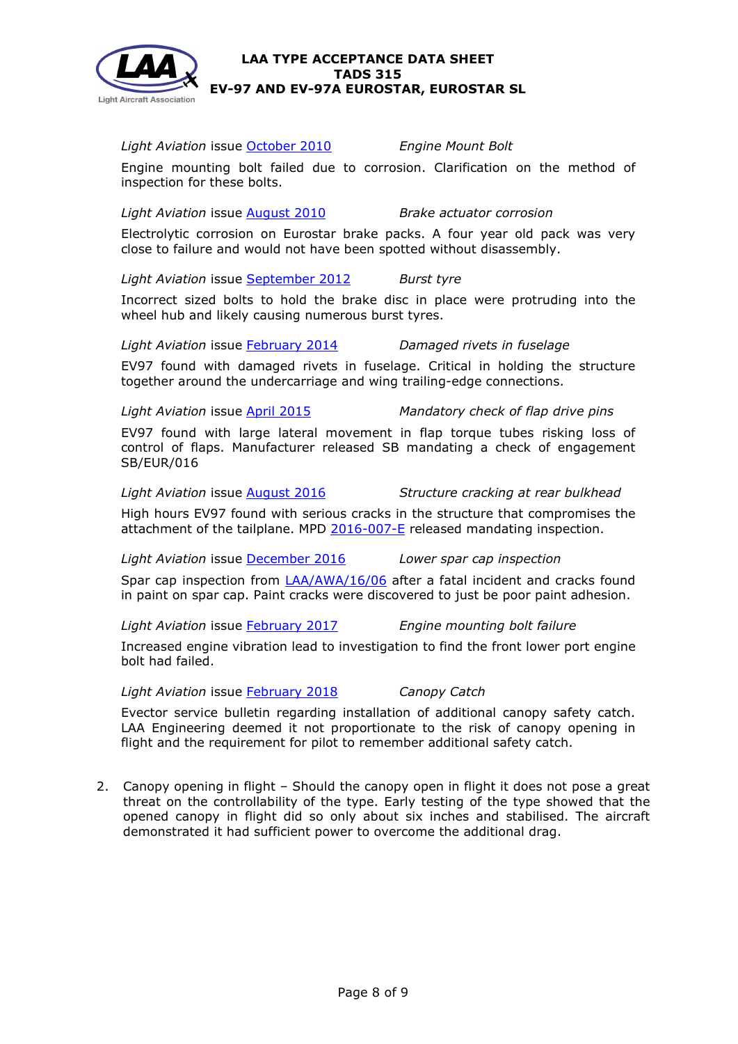*Light Aviation* issue October 2010 — *Engine Mount Bolt*

Engine mounting bolt failed due to corrosion. Clarification on the method of inspection for these bolts.

*Light Aviation* issue August 2010 — *Brake actuator corrosion*

Electrolytic corrosion on Eurostar brake packs. A four year old pack was very close to failure and would not have been spotted without disassembly.

*Light Aviation* issue September 2012 — *Burst tyre*

Incorrect sized bolts to hold the brake disc in place were protruding into the wheel hub and likely causing numerous burst tyres.

*Light Aviation* issue February 2014 — *Damaged rivets in fuselage*

EV97 found with damaged rivets in fuselage. Critical in holding the structure together around the undercarriage and wing trailing-edge connections.

*Light Aviation* issue April 2015 — *Mandatory check of flap drive pins*

EV97 found with large lateral movement in flap torque tubes risking loss of control of flaps. Manufacturer released SB mandating a check of engagement SB/EUR/016

*Light Aviation* issue August 2016 — *Structure cracking at rear bulkhead*

High hours EV97 found with serious cracks in the structure that compromises the attachment of the tailplane. MPD 2016-007-E released mandating inspection.

*Light Aviation* issue December 2016 — *Lower spar cap inspection*

Spar cap inspection from LAA/AWA/16/06 after a fatal incident and cracks found in paint on spar cap. Paint cracks were discovered to just be poor paint adhesion.

*Light Aviation* issue February 2017 — *Engine mounting bolt failure*

Increased engine vibration lead to investigation to find the front lower port engine bolt had failed.

*Light Aviation* issue February 2018 — *Canopy Catch*

Evector service bulletin regarding installation of additional canopy safety catch. LAA Engineering deemed it not proportionate to the risk of canopy opening in flight and the requirement for pilot to remember additional safety catch.

2. Canopy opening in flight – Should the canopy open in flight it does not pose a great threat on the controllability of the type. Early testing of the type showed that the opened canopy in flight did so only about six inches and stabilised. The aircraft demonstrated it had sufficient power to overcome the additional drag.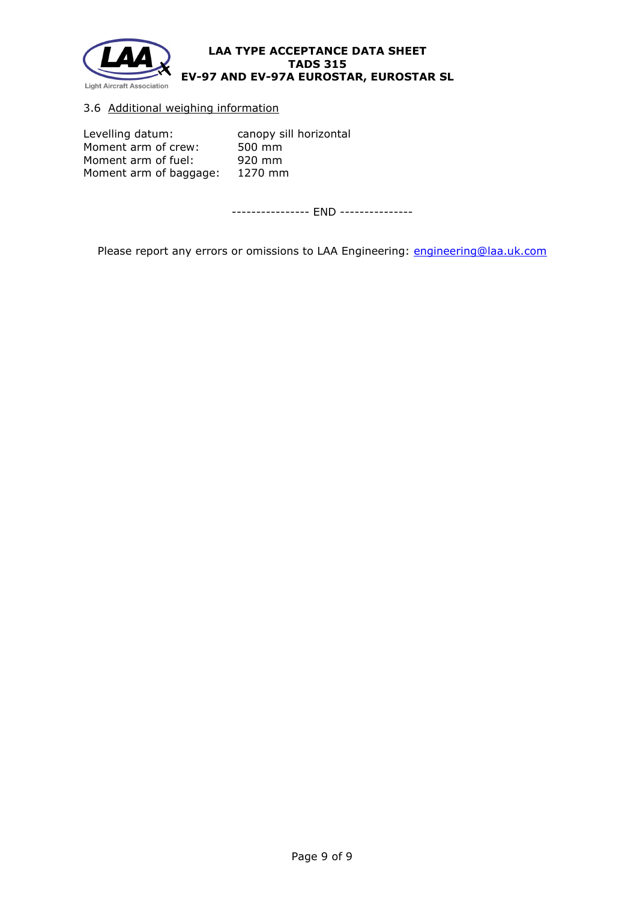### 3.6 Additional weighing information

| | |
|---|---|
| Levelling datum: | canopy sill horizontal |
| Moment arm of crew: | 500 mm |
| Moment arm of fuel: | 920 mm |
| Moment arm of baggage: | 1270 mm |

---------------- END ---------------

Please report any errors or omissions to LAA Engineering: engineering@laa.uk.com